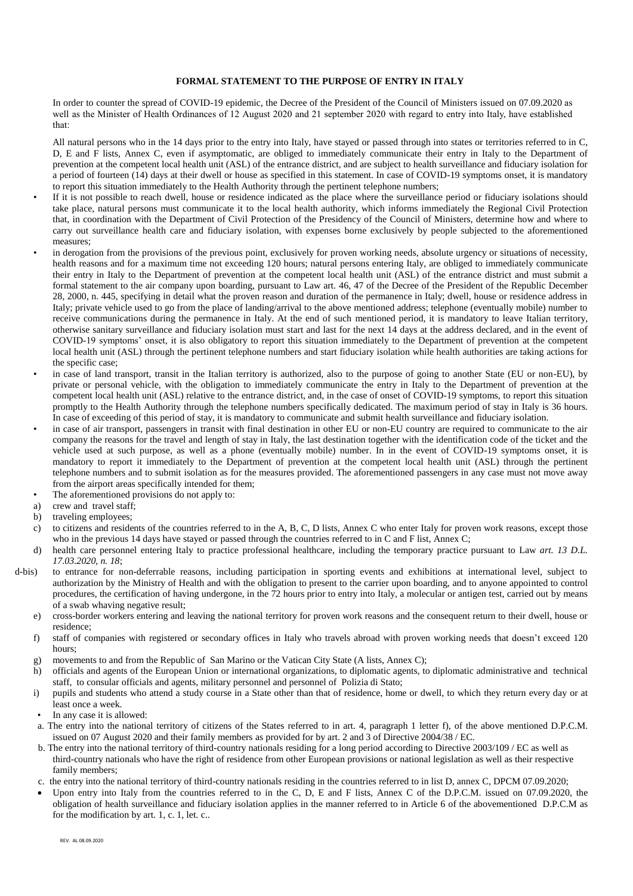**FORMAL STATEMENT TO THE PURPOSE OF ENTRY IN ITALY**

In order to counter the spread of COVID-19 epidemic, the Decree of the President of the Council of Ministers issued on 07.09.2020 as well as the Minister of Health Ordinances of 12 August 2020 and 21 september 2020 with regard to entry into Italy, have established that:

All natural persons who in the 14 days prior to the entry into Italy, have stayed or passed through into states or territories referred to in C, D, E and F lists, Annex C, even if asymptomatic, are obliged to immediately communicate their entry in Italy to the Department of prevention at the competent local health unit (ASL) of the entrance district, and are subject to health surveillance and fiduciary isolation for a period of fourteen (14) days at their dwell or house as specified in this statement. In case of COVID-19 symptoms onset, it is mandatory to report this situation immediately to the Health Authority through the pertinent telephone numbers;

- If it is not possible to reach dwell, house or residence indicated as the place where the surveillance period or fiduciary isolations should take place, natural persons must communicate it to the local health authority, which informs immediately the Regional Civil Protection that, in coordination with the Department of Civil Protection of the Presidency of the Council of Ministers, determine how and where to carry out surveillance health care and fiduciary isolation, with expenses borne exclusively by people subjected to the aforementioned measures;
- in derogation from the provisions of the previous point, exclusively for proven working needs, absolute urgency or situations of necessity, health reasons and for a maximum time not exceeding 120 hours; natural persons entering Italy, are obliged to immediately communicate their entry in Italy to the Department of prevention at the competent local health unit (ASL) of the entrance district and must submit a formal statement to the air company upon boarding, pursuant to Law art. 46, 47 of the Decree of the President of the Republic December 28, 2000, n. 445, specifying in detail what the proven reason and duration of the permanence in Italy; dwell, house or residence address in Italy; private vehicle used to go from the place of landing/arrival to the above mentioned address; telephone (eventually mobile) number to receive communications during the permanence in Italy. At the end of such mentioned period, it is mandatory to leave Italian territory, otherwise sanitary surveillance and fiduciary isolation must start and last for the next 14 days at the address declared, and in the event of COVID-19 symptoms' onset, it is also obligatory to report this situation immediately to the Department of prevention at the competent local health unit (ASL) through the pertinent telephone numbers and start fiduciary isolation while health authorities are taking actions for the specific case;
- in case of land transport, transit in the Italian territory is authorized, also to the purpose of going to another State (EU or non-EU), by private or personal vehicle, with the obligation to immediately communicate the entry in Italy to the Department of prevention at the competent local health unit (ASL) relative to the entrance district, and, in the case of onset of COVID-19 symptoms, to report this situation promptly to the Health Authority through the telephone numbers specifically dedicated. The maximum period of stay in Italy is 36 hours. In case of exceeding of this period of stay, it is mandatory to communicate and submit health surveillance and fiduciary isolation.
- in case of air transport, passengers in transit with final destination in other EU or non-EU country are required to communicate to the air company the reasons for the travel and length of stay in Italy, the last destination together with the identification code of the ticket and the vehicle used at such purpose, as well as a phone (eventually mobile) number. In the event of COVID-19 symptoms onset, it is mandatory to report it immediately to the Department of prevention at the competent local health unit (ASL) through the pertinent telephone numbers and to submit isolation as for the measures provided. The aforementioned passengers in any case must not move away from the airport areas specifically intended for them;
- The aforementioned provisions do not apply to:

a) crew and travel staff;

b) traveling employees;

c) to citizens and residents of the countries referred to in the A, B, C, D lists, Annex C who enter Italy for proven work reasons, except those who in the previous 14 days have stayed or passed through the countries referred to in C and F list, Annex C;

d) health care personnel entering Italy to practice professional healthcare, including the temporary practice pursuant to Law *art. 13 D.L. 17.03.2020, n. 18*;

d-bis) to entrance for non-deferrable reasons, including participation in sporting events and exhibitions at international level, subject to authorization by the Ministry of Health and with the obligation to present to the carrier upon boarding, and to anyone appointed to control procedures, the certification of having undergone, in the 72 hours prior to entry into Italy, a molecular or antigen test, carried out by means of a swab whaving negative result;

e) cross-border workers entering and leaving the national territory for proven work reasons and the consequent return to their dwell, house or residence;

f) staff of companies with registered or secondary offices in Italy who travels abroad with proven working needs that doesn't exceed 120 hours;

g) movements to and from the Republic of San Marino or the Vatican City State (A lists, Annex C);

h) officials and agents of the European Union or international organizations, to diplomatic agents, to diplomatic administrative and technical staff, to consular officials and agents, military personnel and personnel of Polizia di Stato;

i) pupils and students who attend a study course in a State other than that of residence, home or dwell, to which they return every day or at least once a week.

- In any case it is allowed:

a. The entry into the national territory of citizens of the States referred to in art. 4, paragraph 1 letter f), of the above mentioned D.P.C.M. issued on 07 August 2020 and their family members as provided for by art. 2 and 3 of Directive 2004/38 / EC.

b. The entry into the national territory of third-country nationals residing for a long period according to Directive 2003/109 / EC as well as third-country nationals who have the right of residence from other European provisions or national legislation as well as their respective family members;

c. the entry into the national territory of third-country nationals residing in the countries referred to in list D, annex C, DPCM 07.09.2020;

- Upon entry into Italy from the countries referred to in the C, D, E and F lists, Annex C of the D.P.C.M. issued on 07.09.2020, the obligation of health surveillance and fiduciary isolation applies in the manner referred to in Article 6 of the abovementioned D.P.C.M as for the modification by art. 1, c. 1, let. c..

REV. AL 08.09.2020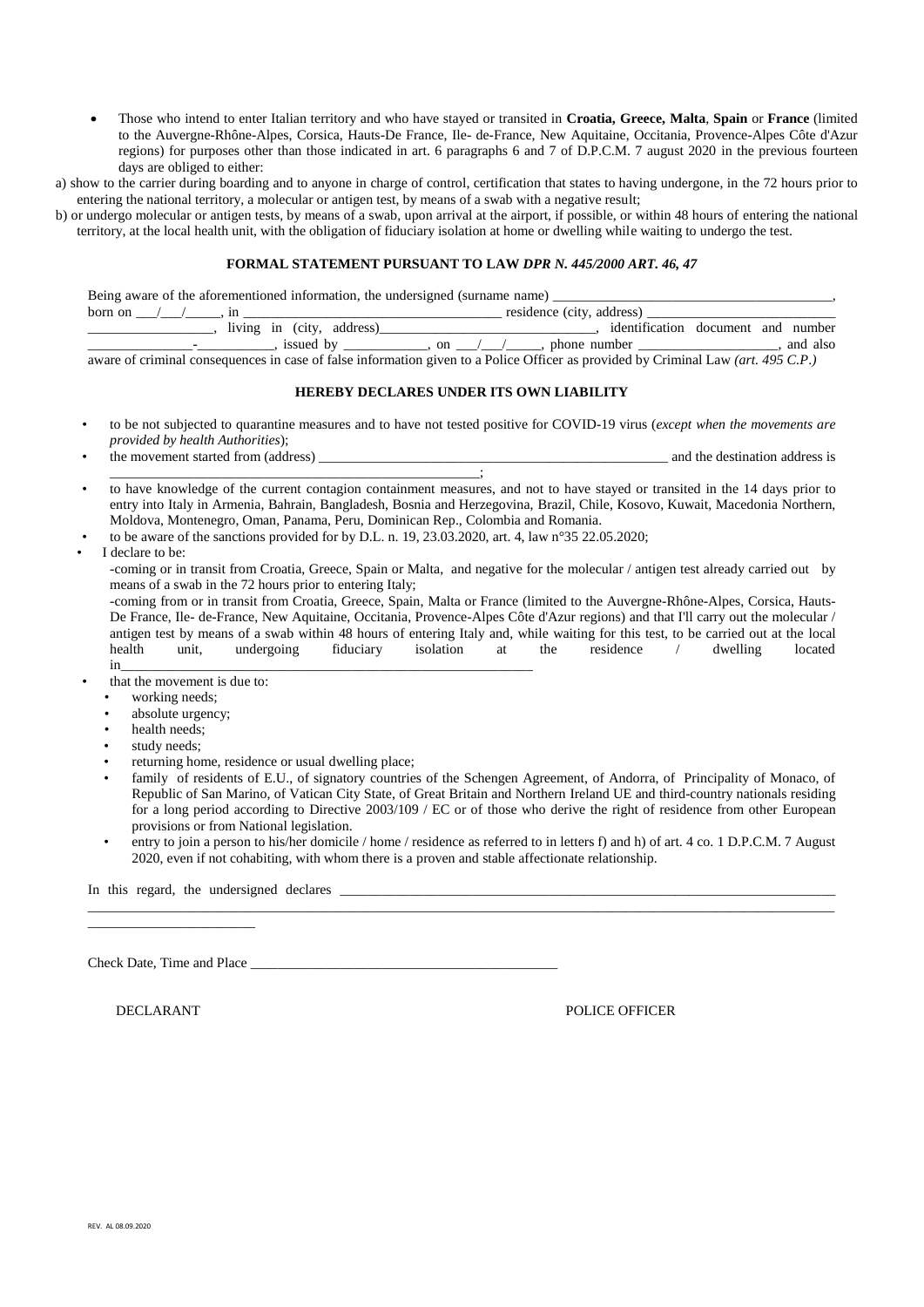- Those who intend to enter Italian territory and who have stayed or transited in **Croatia, Greece, Malta**, **Spain** or **France** (limited to the Auvergne-Rhône-Alpes, Corsica, Hauts-De France, Ile- de-France, New Aquitaine, Occitania, Provence-Alpes Côte d'Azur regions) for purposes other than those indicated in art. 6 paragraphs 6 and 7 of D.P.C.M. 7 august 2020 in the previous fourteen days are obliged to either:

a) show to the carrier during boarding and to anyone in charge of control, certification that states to having undergone, in the 72 hours prior to entering the national territory, a molecular or antigen test, by means of a swab with a negative result;

b) or undergo molecular or antigen tests, by means of a swab, upon arrival at the airport, if possible, or within 48 hours of entering the national territory, at the local health unit, with the obligation of fiduciary isolation at home or dwelling while waiting to undergo the test.

### FORMAL STATEMENT PURSUANT TO LAW *DPR N. 445/2000 ART. 46, 47*

Being aware of the aforementioned information, the undersigned (surname name) ________________________________________, born on ___/___/_____, in ______________________________________ residence (city, address) ___________________________ __________________, living in (city, address)___________________________, identification document and number _______________-___________, issued by ____________, on ___/___/_____, phone number ___________________, and also aware of criminal consequences in case of false information given to a Police Officer as provided by Criminal Law *(art. 495 C.P.)*

### HEREBY DECLARES UNDER ITS OWN LIABILITY

- to be not subjected to quarantine measures and to have not tested positive for COVID-19 virus (*except when the movements are provided by health Authorities*);
- the movement started from (address) ___________________________________________________ and the destination address is ______________________________________________________;
- to have knowledge of the current contagion containment measures, and not to have stayed or transited in the 14 days prior to entry into Italy in Armenia, Bahrain, Bangladesh, Bosnia and Herzegovina, Brazil, Chile, Kosovo, Kuwait, Macedonia Northern, Moldova, Montenegro, Oman, Panama, Peru, Dominican Rep., Colombia and Romania.
- to be aware of the sanctions provided for by D.L. n. 19, 23.03.2020, art. 4, law n°35 22.05.2020;
- I declare to be:

  -coming or in transit from Croatia, Greece, Spain or Malta, and negative for the molecular / antigen test already carried out by means of a swab in the 72 hours prior to entering Italy;

  -coming from or in transit from Croatia, Greece, Spain, Malta or France (limited to the Auvergne-Rhône-Alpes, Corsica, Hauts-De France, Ile- de-France, New Aquitaine, Occitania, Provence-Alpes Côte d'Azur regions) and that I'll carry out the molecular / antigen test by means of a swab within 48 hours of entering Italy and, while waiting for this test, to be carried out at the local health unit, undergoing fiduciary isolation at the residence / dwelling located in_____________________________________________________________
- that the movement is due to:
  - working needs;
  - absolute urgency;
  - health needs;
  - study needs;
  - returning home, residence or usual dwelling place;
  - family of residents of E.U., of signatory countries of the Schengen Agreement, of Andorra, of Principality of Monaco, of Republic of San Marino, of Vatican City State, of Great Britain and Northern Ireland UE and third-country nationals residing for a long period according to Directive 2003/109 / EC or of those who derive the right of residence from other European provisions or from National legislation.
  - entry to join a person to his/her domicile / home / residence as referred to in letters f) and h) of art. 4 co. 1 D.P.C.M. 7 August 2020, even if not cohabiting, with whom there is a proven and stable affectionate relationship.

In this regard, the undersigned declares ___________________________________________________________________________ ______________________________________________________________________________________________________________ ________________________

Check Date, Time and Place _____________________________________________

DECLARANT POLICE OFFICER

REV. AL 08.09.2020